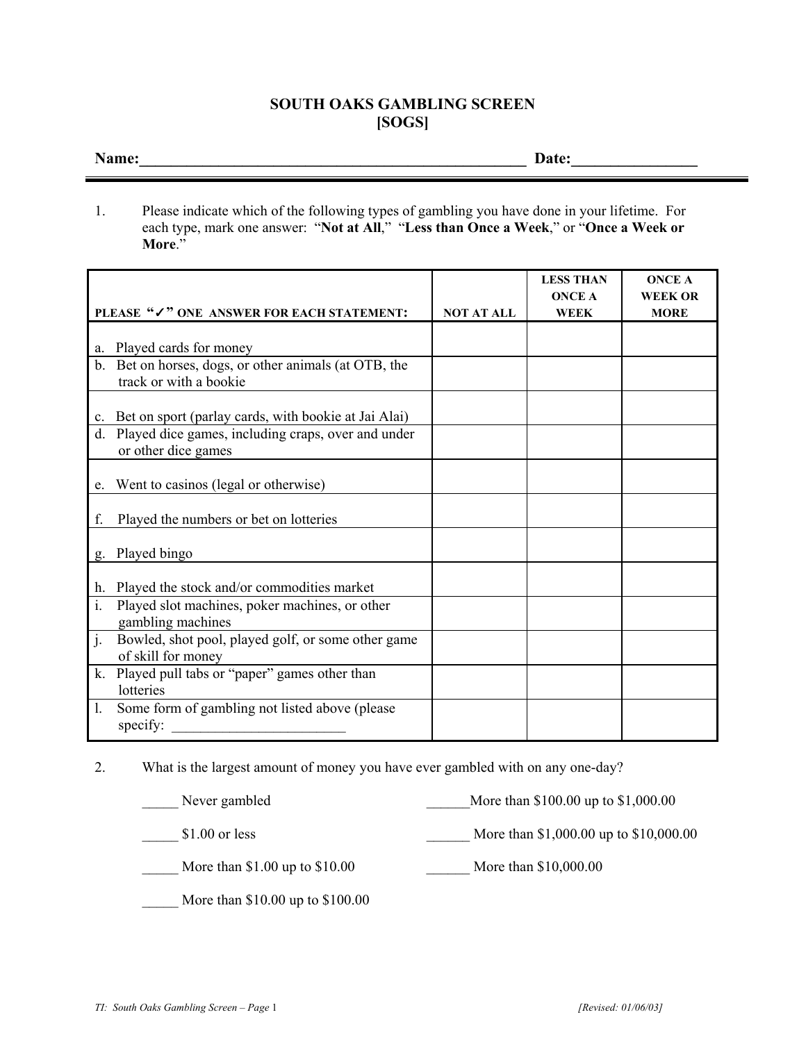# SOUTH OAKS GAMBLING SCREEN
# [SOGS]

**Name:**\_\_\_\_\_\_\_\_\_\_\_\_\_\_\_\_\_\_\_\_\_\_\_\_\_\_\_\_\_\_\_\_\_\_\_\_\_\_\_\_\_\_\_\_\_\_\_\_\_\_\_\_ **Date:**\_\_\_\_\_\_\_\_\_\_\_\_\_\_\_\_

1. Please indicate which of the following types of gambling you have done in your lifetime. For each type, mark one answer: "**Not at All**," "**Less than Once a Week**," or "**Once a Week or More**."

| PLEASE "✓" ONE ANSWER FOR EACH STATEMENT: | NOT AT ALL | LESS THAN ONCE A WEEK | ONCE A WEEK OR MORE |
|---|---|---|---|
| a. Played cards for money | | | |
| b. Bet on horses, dogs, or other animals (at OTB, the track or with a bookie | | | |
| c. Bet on sport (parlay cards, with bookie at Jai Alai) | | | |
| d. Played dice games, including craps, over and under or other dice games | | | |
| e. Went to casinos (legal or otherwise) | | | |
| f. Played the numbers or bet on lotteries | | | |
| g. Played bingo | | | |
| h. Played the stock and/or commodities market | | | |
| i. Played slot machines, poker machines, or other gambling machines | | | |
| j. Bowled, shot pool, played golf, or some other game of skill for money | | | |
| k. Played pull tabs or "paper" games other than lotteries | | | |
| l. Some form of gambling not listed above (please specify: \_\_\_\_\_\_\_\_\_\_\_\_\_\_\_\_\_\_\_\_\_\_\_\_\_ | | | |

2. What is the largest amount of money you have ever gambled with on any one-day?

\_\_\_\_\_ Never gambled

\_\_\_\_\_ $1.00 or less

\_\_\_\_\_ More than $1.00 up to $10.00

\_\_\_\_\_ More than $10.00 up to $100.00

\_\_\_\_\_\_More than $100.00 up to $1,000.00

\_\_\_\_\_\_ More than $1,000.00 up to $10,000.00

\_\_\_\_\_\_ More than $10,000.00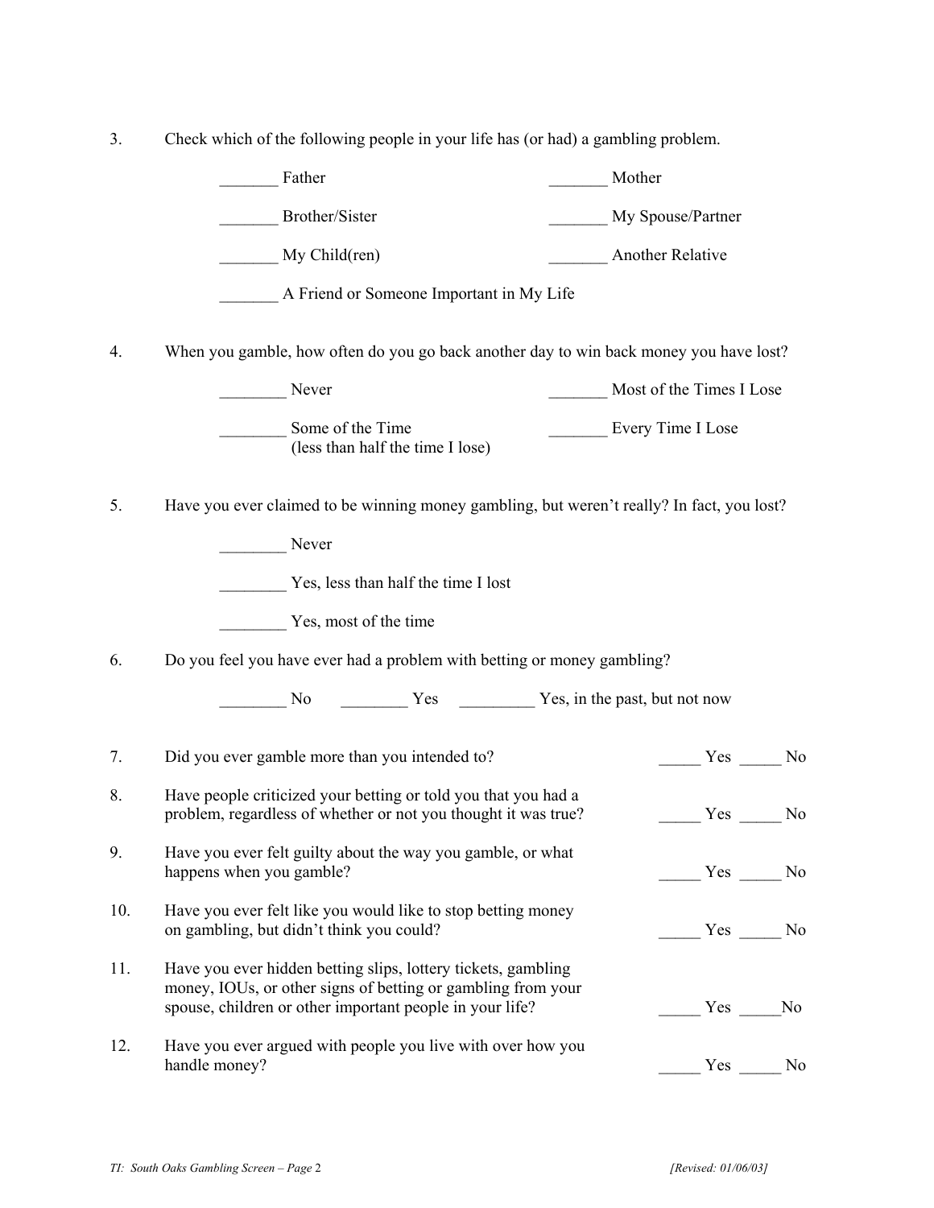3. Check which of the following people in your life has (or had) a gambling problem.

_______ Father

_______ Mother

_______ Brother/Sister

_______ My Spouse/Partner

_______ My Child(ren)

_______ Another Relative

_______ A Friend or Someone Important in My Life

4. When you gamble, how often do you go back another day to win back money you have lost?

________ Never

_______ Most of the Times I Lose

________ Some of the Time (less than half the time I lose)

_______ Every Time I Lose

5. Have you ever claimed to be winning money gambling, but weren't really? In fact, you lost?

________ Never

________ Yes, less than half the time I lost

________ Yes, most of the time

6. Do you feel you have ever had a problem with betting or money gambling?

________ No ________ Yes _________ Yes, in the past, but not now

7. Did you ever gamble more than you intended to? _____ Yes _____ No

8. Have people criticized your betting or told you that you had a problem, regardless of whether or not you thought it was true? _____ Yes _____ No

9. Have you ever felt guilty about the way you gamble, or what happens when you gamble? _____ Yes _____ No

10. Have you ever felt like you would like to stop betting money on gambling, but didn't think you could? _____ Yes _____ No

11. Have you ever hidden betting slips, lottery tickets, gambling money, IOUs, or other signs of betting or gambling from your spouse, children or other important people in your life? _____ Yes _____No

12. Have you ever argued with people you live with over how you handle money? _____ Yes _____ No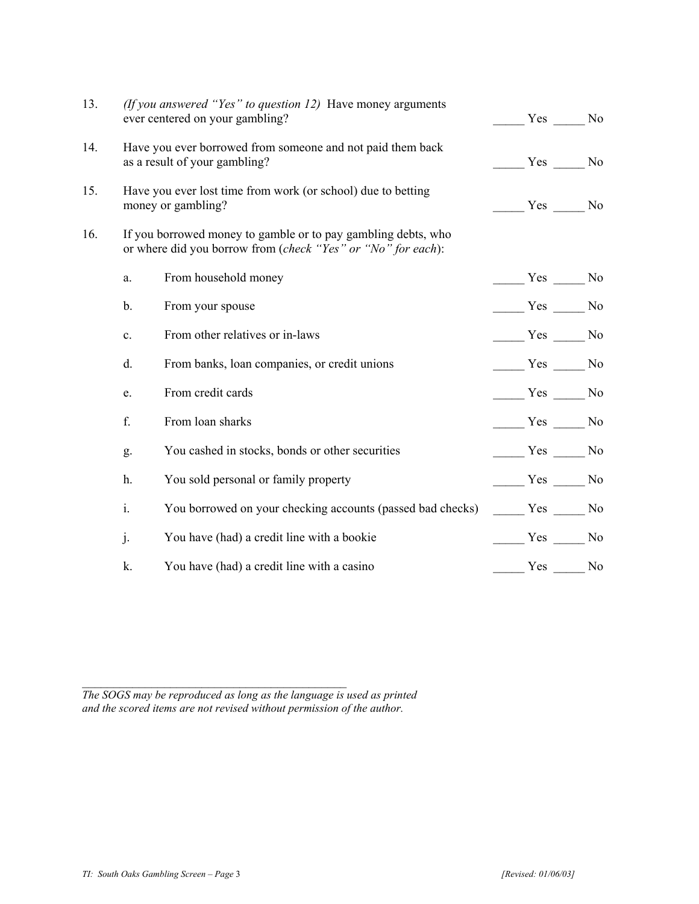13. *(If you answered "Yes" to question 12)* Have money arguments ever centered on your gambling? _____ Yes _____ No

14. Have you ever borrowed from someone and not paid them back as a result of your gambling? _____ Yes _____ No

15. Have you ever lost time from work (or school) due to betting money or gambling? _____ Yes _____ No

16. If you borrowed money to gamble or to pay gambling debts, who or where did you borrow from (*check "Yes" or "No" for each*):

    a. From household money _____ Yes _____ No

    b. From your spouse _____ Yes _____ No

    c. From other relatives or in-laws _____ Yes _____ No

    d. From banks, loan companies, or credit unions _____ Yes _____ No

    e. From credit cards _____ Yes _____ No

    f. From loan sharks _____ Yes _____ No

    g. You cashed in stocks, bonds or other securities _____ Yes _____ No

    h. You sold personal or family property _____ Yes _____ No

    i. You borrowed on your checking accounts (passed bad checks) _____ Yes _____ No

    j. You have (had) a credit line with a bookie _____ Yes _____ No

    k. You have (had) a credit line with a casino _____ Yes _____ No

---

*The SOGS may be reproduced as long as the language is used as printed and the scored items are not revised without permission of the author.*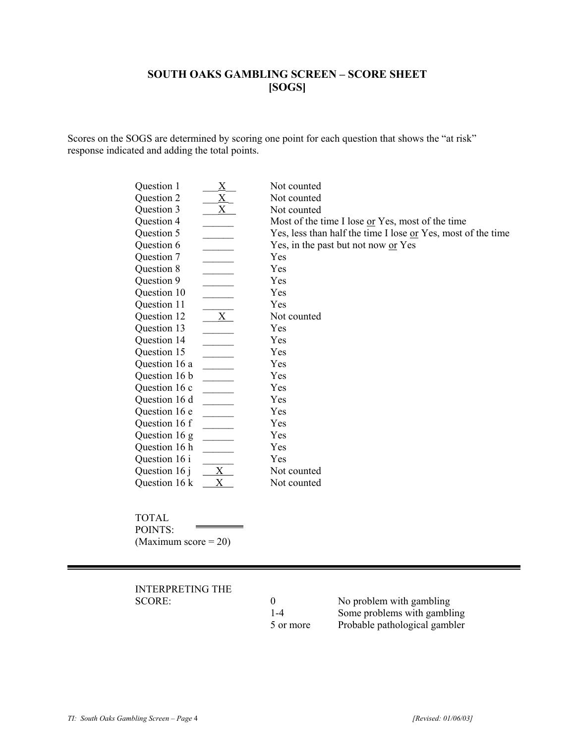# SOUTH OAKS GAMBLING SCREEN – SCORE SHEET [SOGS]

Scores on the SOGS are determined by scoring one point for each question that shows the "at risk" response indicated and adding the total points.

| | | |
|---|---|---|
| Question 1 | X | Not counted |
| Question 2 | X | Not counted |
| Question 3 | X | Not counted |
| Question 4 | ______ | Most of the time I lose or Yes, most of the time |
| Question 5 | ______ | Yes, less than half the time I lose or Yes, most of the time |
| Question 6 | ______ | Yes, in the past but not now or Yes |
| Question 7 | ______ | Yes |
| Question 8 | ______ | Yes |
| Question 9 | ______ | Yes |
| Question 10 | ______ | Yes |
| Question 11 | ______ | Yes |
| Question 12 | X | Not counted |
| Question 13 | ______ | Yes |
| Question 14 | ______ | Yes |
| Question 15 | ______ | Yes |
| Question 16 a | ______ | Yes |
| Question 16 b | ______ | Yes |
| Question 16 c | ______ | Yes |
| Question 16 d | ______ | Yes |
| Question 16 e | ______ | Yes |
| Question 16 f | ______ | Yes |
| Question 16 g | ______ | Yes |
| Question 16 h | ______ | Yes |
| Question 16 i | ______ | Yes |
| Question 16 j | X | Not counted |
| Question 16 k | X | Not counted |

TOTAL POINTS: ______
(Maximum score = 20)

---

INTERPRETING THE SCORE:

| | | |
|---|---|---|
| 0 | No problem with gambling |
| 1-4 | Some problems with gambling |
| 5 or more | Probable pathological gambler |